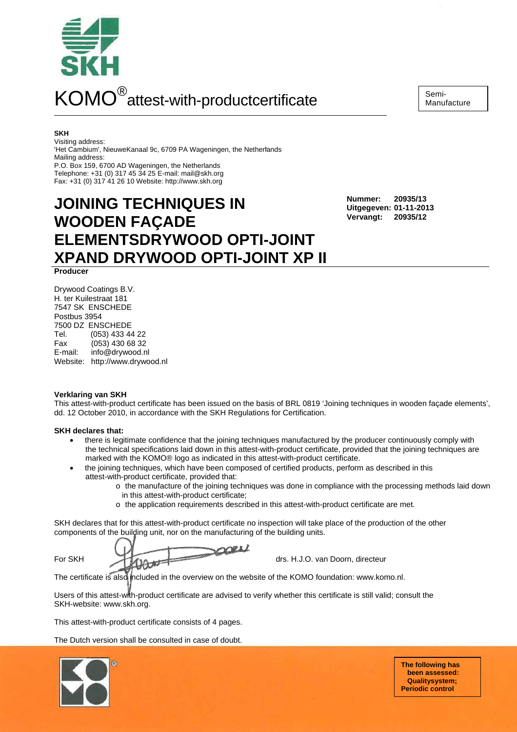SKH

# KOMO® attest-with-productcertificate

Semi-Manufacture

**SKH**
Visiting address:
'Het Cambium', NieuweKanaal 9c, 6709 PA Wageningen, the Netherlands
Mailing address:
P.O. Box 159, 6700 AD Wageningen, the Netherlands
Telephone: +31 (0) 317 45 34 25 E-mail: mail@skh.org
Fax: +31 (0) 317 41 26 10 Website: http://www.skh.org

## JOINING TECHNIQUES IN WOODEN FAÇADE ELEMENTSDRYWOOD OPTI-JOINT XPAND DRYWOOD OPTI-JOINT XP II

**Nummer:** 20935/13
**Uitgegeven:** 01-11-2013
**Vervangt:** 20935/12

**Producer**

Drywood Coatings B.V.
H. ter Kuilestraat 181
7547 SK ENSCHEDE
Postbus 3954
7500 DZ ENSCHEDE
Tel. (053) 433 44 22
Fax (053) 430 68 32
E-mail: info@drywood.nl
Website: http://www.drywood.nl

**Verklaring van SKH**

This attest-with-product certificate has been issued on the basis of BRL 0819 'Joining techniques in wooden façade elements', dd. 12 October 2010, in accordance with the SKH Regulations for Certification.

**SKH declares that:**

- there is legitimate confidence that the joining techniques manufactured by the producer continuously comply with the technical specifications laid down in this attest-with-product certificate, provided that the joining techniques are marked with the KOMO® logo as indicated in this attest-with-product certificate.
- the joining techniques, which have been composed of certified products, perform as described in this attest-with-product certificate, provided that:
  - o the manufacture of the joining techniques was done in compliance with the processing methods laid down in this attest-with-product certificate;
  - o the application requirements described in this attest-with-product certificate are met.

SKH declares that for this attest-with-product certificate no inspection will take place of the production of the other components of the building unit, nor on the manufacturing of the building units.

For SKH drs. H.J.O. van Doorn, directeur

The certificate is also included in the overview on the website of the KOMO foundation: www.komo.nl.

Users of this attest-with-product certificate are advised to verify whether this certificate is still valid; consult the SKH-website: www.skh.org.

This attest-with-product certificate consists of 4 pages.

The Dutch version shall be consulted in case of doubt.

**The following has been assessed: Qualitysystem; Periodic control**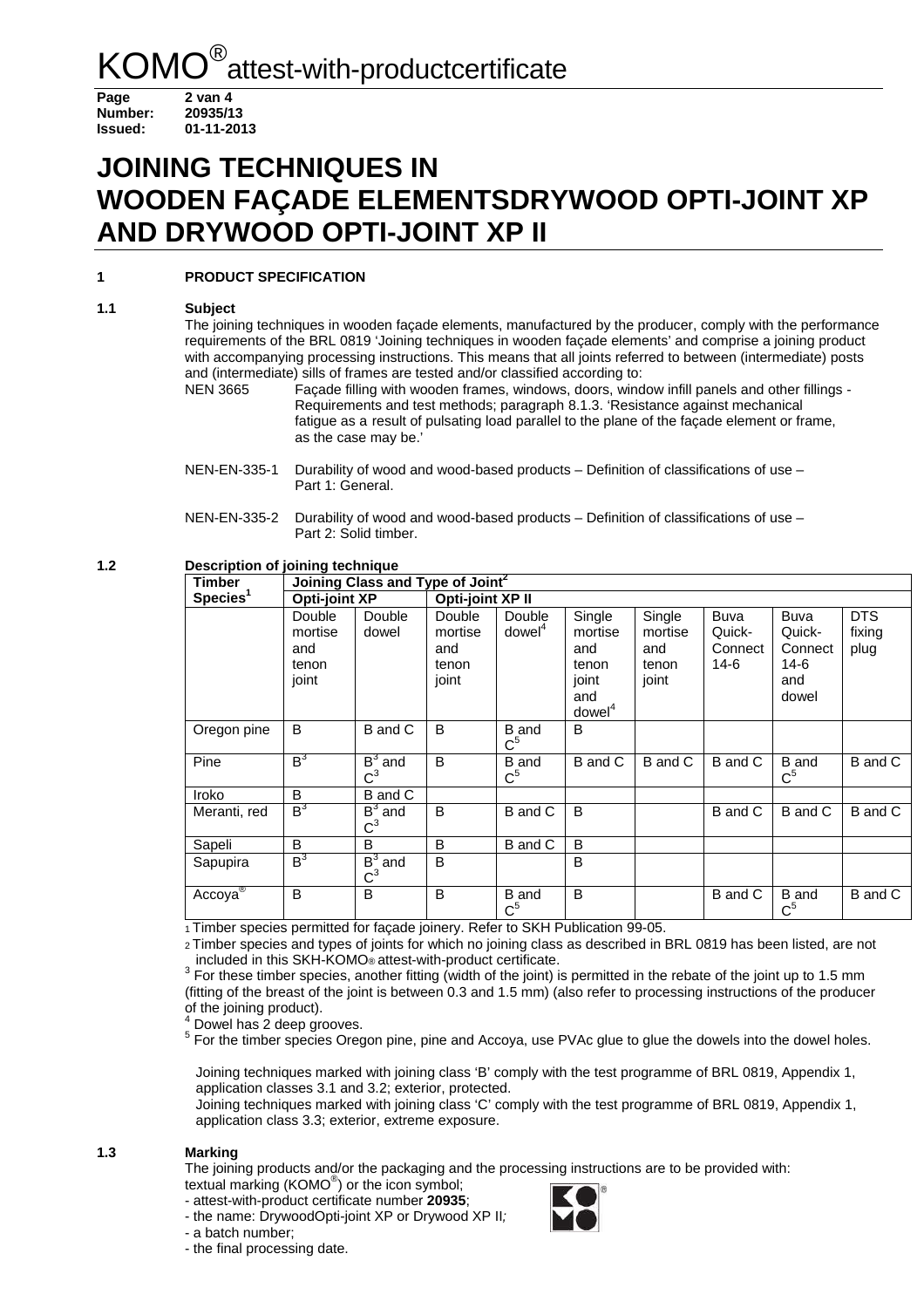# KOMO® attest-with-productcertificate

**Page** 2 van 4
**Number:** 20935/13
**Issued:** 01-11-2013

# JOINING TECHNIQUES IN WOODEN FAÇADE ELEMENTSDRYWOOD OPTI-JOINT XP AND DRYWOOD OPTI-JOINT XP II

## 1 PRODUCT SPECIFICATION

### 1.1 Subject

The joining techniques in wooden façade elements, manufactured by the producer, comply with the performance requirements of the BRL 0819 'Joining techniques in wooden façade elements' and comprise a joining product with accompanying processing instructions. This means that all joints referred to between (intermediate) posts and (intermediate) sills of frames are tested and/or classified according to:

NEN 3665 Façade filling with wooden frames, windows, doors, window infill panels and other fillings - Requirements and test methods; paragraph 8.1.3. 'Resistance against mechanical fatigue as a result of pulsating load parallel to the plane of the façade element or frame, as the case may be.'

NEN-EN-335-1 Durability of wood and wood-based products – Definition of classifications of use – Part 1: General.

NEN-EN-335-2 Durability of wood and wood-based products – Definition of classifications of use – Part 2: Solid timber.

### 1.2 Description of joining technique

| Timber Species[1] | Joining Class and Type of Joint[2] | | | | | | | | | |
|---|---|---|---|---|---|---|---|---|---|---|
| | Opti-joint XP | | Opti-joint XP II | | | | | | | |
| | Double mortise and tenon joint | Double dowel | Double mortise and tenon joint | Double dowel[4] | Single mortise and tenon joint and dowel[4] | Single mortise and tenon joint | Buva Quick-Connect 14-6 | Buva Quick-Connect 14-6 and dowel | DTS fixing plug |
| Oregon pine | B | B and C | B | B and C[5] | B | | | | |
| Pine | B[3] | B[3] and C[3] | B | B and C[5] | B and C | B and C | B and C | B and C[5] | B and C |
| Iroko | B | B and C | | | | | | | |
| Meranti, red | B[3] | B[3] and C[3] | B | B and C | B | | B and C | B and C | B and C |
| Sapeli | B | B | B | B and C | B | | | | |
| Sapupira | B[3] | B[3] and C[3] | B | | B | | | | |
| Accoya® | B | B | B | B and C[5] | B | | B and C | B and C[5] | B and C |

[1] Timber species permitted for façade joinery. Refer to SKH Publication 99-05.
[2] Timber species and types of joints for which no joining class as described in BRL 0819 has been listed, are not included in this SKH-KOMO® attest-with-product certificate.
[3] For these timber species, another fitting (width of the joint) is permitted in the rebate of the joint up to 1.5 mm (fitting of the breast of the joint is between 0.3 and 1.5 mm) (also refer to processing instructions of the producer of the joining product).
[4] Dowel has 2 deep grooves.
[5] For the timber species Oregon pine, pine and Accoya, use PVAc glue to glue the dowels into the dowel holes.

Joining techniques marked with joining class 'B' comply with the test programme of BRL 0819, Appendix 1, application classes 3.1 and 3.2; exterior, protected.
Joining techniques marked with joining class 'C' comply with the test programme of BRL 0819, Appendix 1, application class 3.3; exterior, extreme exposure.

### 1.3 Marking

The joining products and/or the packaging and the processing instructions are to be provided with:
textual marking (KOMO®) or the icon symbol;
- attest-with-product certificate number **20935**;
- the name: DrywoodOpti-joint XP or Drywood XP II;
- a batch number;
- the final processing date.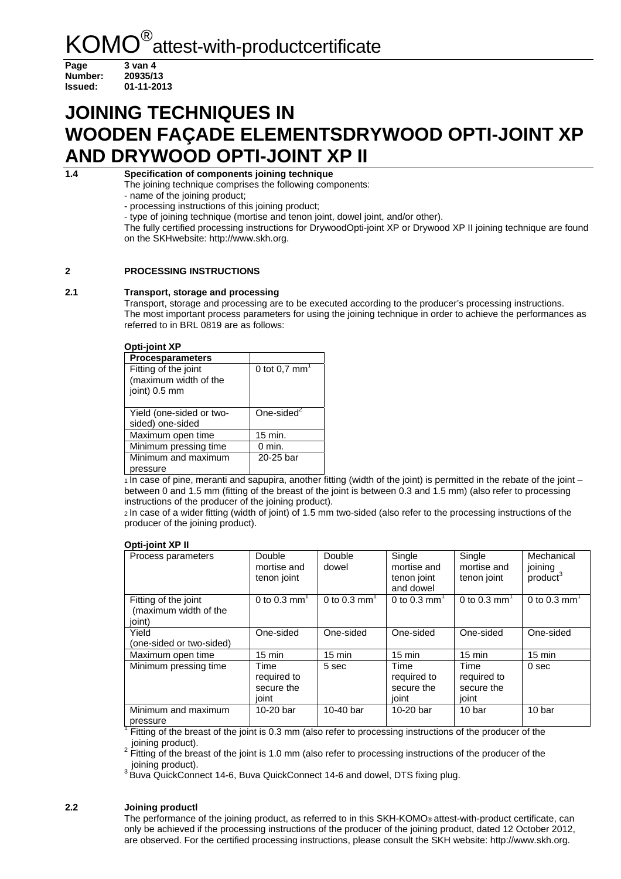# JOINING TECHNIQUES IN WOODEN FAÇADE ELEMENTSDRYWOOD OPTI-JOINT XP AND DRYWOOD OPTI-JOINT XP II

**1.4 Specification of components joining technique**

The joining technique comprises the following components:

- name of the joining product;
- processing instructions of this joining product;
- type of joining technique (mortise and tenon joint, dowel joint, and/or other).

The fully certified processing instructions for DrywoodOpti-joint XP or Drywood XP II joining technique are found on the SKHwebsite: http://www.skh.org.

## 2 PROCESSING INSTRUCTIONS

### 2.1 Transport, storage and processing

Transport, storage and processing are to be executed according to the producer's processing instructions. The most important process parameters for using the joining technique in order to achieve the performances as referred to in BRL 0819 are as follows:

**Opti-joint XP**

| Procesparameters | |
|---|---|
| Fitting of the joint (maximum width of the joint) 0.5 mm | 0 tot 0,7 $mm^{1}$ |
| Yield (one-sided or two-sided) one-sided | One-sided[2] |
| Maximum open time | 15 min. |
| Minimum pressing time | 0 min. |
| Minimum and maximum pressure | 20-25 bar |

1 In case of pine, meranti and sapupira, another fitting (width of the joint) is permitted in the rebate of the joint – between 0 and 1.5 mm (fitting of the breast of the joint is between 0.3 and 1.5 mm) (also refer to processing instructions of the producer of the joining product).

2 In case of a wider fitting (width of joint) of 1.5 mm two-sided (also refer to the processing instructions of the producer of the joining product).

**Opti-joint XP II**

| Process parameters | Double mortise and tenon joint | Double dowel | Single mortise and tenon joint and dowel | Single mortise and tenon joint | Mechanical joining product[3] |
|---|---|---|---|---|---|
| Fitting of the joint (maximum width of the joint) | 0 to 0.3 $mm^{1}$ | 0 to 0.3 $mm^{1}$ | 0 to 0.3 $mm^{1}$ | 0 to 0.3 $mm^{1}$ | 0 to 0.3 $mm^{1}$ |
| Yield (one-sided or two-sided) | One-sided | One-sided | One-sided | One-sided | One-sided |
| Maximum open time | 15 min | 15 min | 15 min | 15 min | 15 min |
| Minimum pressing time | Time required to secure the joint | 5 sec | Time required to secure the joint | Time required to secure the joint | 0 sec |
| Minimum and maximum pressure | 10-20 bar | 10-40 bar | 10-20 bar | 10 bar | 10 bar |

1 Fitting of the breast of the joint is 0.3 mm (also refer to processing instructions of the producer of the joining product).

2 Fitting of the breast of the joint is 1.0 mm (also refer to processing instructions of the producer of the joining product).

3 Buva QuickConnect 14-6, Buva QuickConnect 14-6 and dowel, DTS fixing plug.

### 2.2 Joining productl

The performance of the joining product, as referred to in this SKH-KOMO® attest-with-product certificate, can only be achieved if the processing instructions of the producer of the joining product, dated 12 October 2012, are observed. For the certified processing instructions, please consult the SKH website: http://www.skh.org.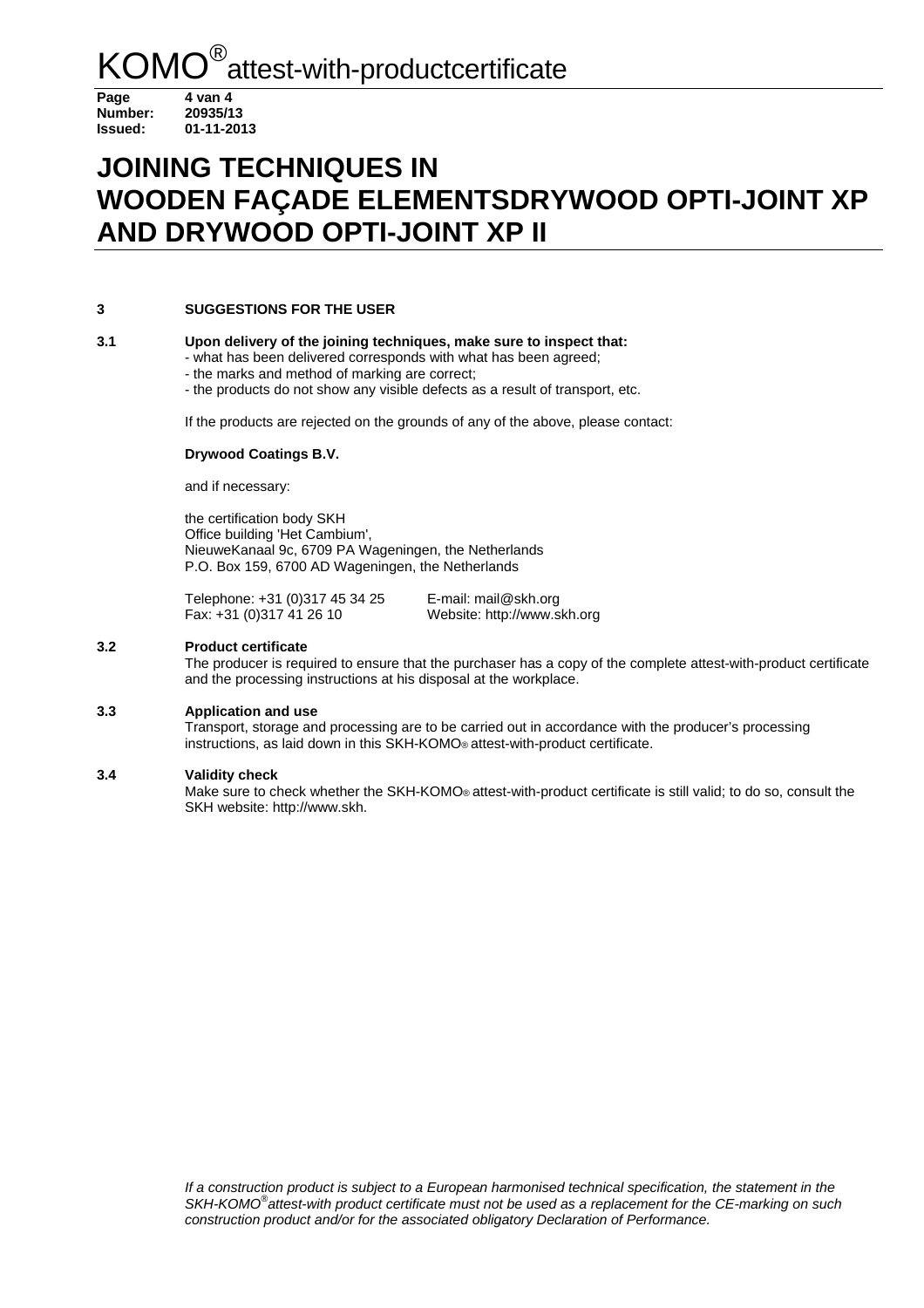# JOINING TECHNIQUES IN WOODEN FAÇADE ELEMENTSDRYWOOD OPTI-JOINT XP AND DRYWOOD OPTI-JOINT XP II

## 3 SUGGESTIONS FOR THE USER

### 3.1 Upon delivery of the joining techniques, make sure to inspect that:

- what has been delivered corresponds with what has been agreed;
- the marks and method of marking are correct;
- the products do not show any visible defects as a result of transport, etc.

If the products are rejected on the grounds of any of the above, please contact:

**Drywood Coatings B.V.**

and if necessary:

the certification body SKH
Office building 'Het Cambium',
NieuweKanaal 9c, 6709 PA Wageningen, the Netherlands
P.O. Box 159, 6700 AD Wageningen, the Netherlands

Telephone: +31 (0)317 45 34 25 E-mail: mail@skh.org
Fax: +31 (0)317 41 26 10 Website: http://www.skh.org

### 3.2 Product certificate

The producer is required to ensure that the purchaser has a copy of the complete attest-with-product certificate and the processing instructions at his disposal at the workplace.

### 3.3 Application and use

Transport, storage and processing are to be carried out in accordance with the producer's processing instructions, as laid down in this SKH-KOMO® attest-with-product certificate.

### 3.4 Validity check

Make sure to check whether the SKH-KOMO® attest-with-product certificate is still valid; to do so, consult the SKH website: http://www.skh.

*If a construction product is subject to a European harmonised technical specification, the statement in the SKH-KOMO®attest-with product certificate must not be used as a replacement for the CE-marking on such construction product and/or for the associated obligatory Declaration of Performance.*